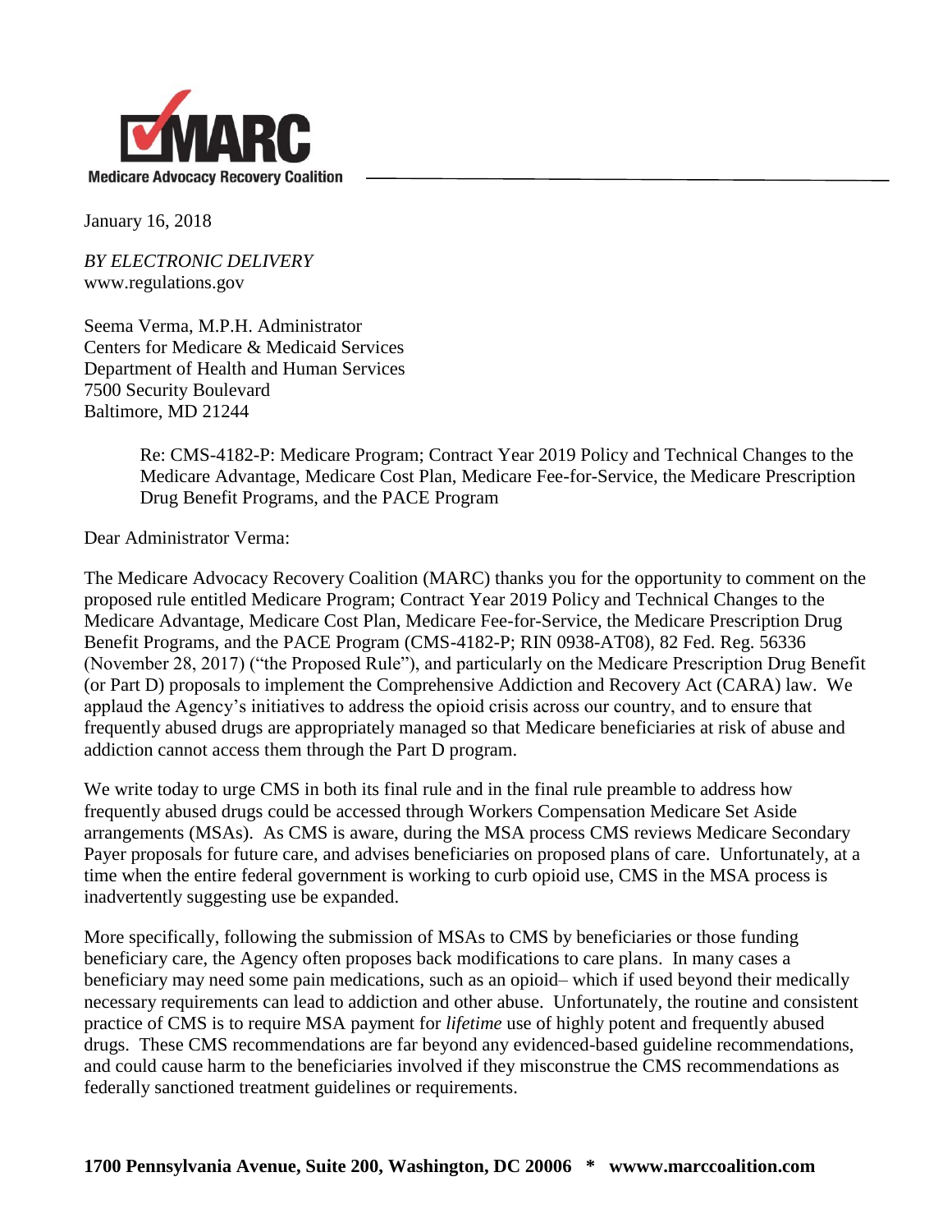**MARC**

**Medicare Advocacy Recovery Coalition**

January 16, 2018

*BY ELECTRONIC DELIVERY*
www.regulations.gov

Seema Verma, M.P.H. Administrator
Centers for Medicare & Medicaid Services
Department of Health and Human Services
7500 Security Boulevard
Baltimore, MD 21244

> Re: CMS-4182-P: Medicare Program; Contract Year 2019 Policy and Technical Changes to the Medicare Advantage, Medicare Cost Plan, Medicare Fee-for-Service, the Medicare Prescription Drug Benefit Programs, and the PACE Program

Dear Administrator Verma:

The Medicare Advocacy Recovery Coalition (MARC) thanks you for the opportunity to comment on the proposed rule entitled Medicare Program; Contract Year 2019 Policy and Technical Changes to the Medicare Advantage, Medicare Cost Plan, Medicare Fee-for-Service, the Medicare Prescription Drug Benefit Programs, and the PACE Program (CMS-4182-P; RIN 0938-AT08), 82 Fed. Reg. 56336 (November 28, 2017) ("the Proposed Rule"), and particularly on the Medicare Prescription Drug Benefit (or Part D) proposals to implement the Comprehensive Addiction and Recovery Act (CARA) law. We applaud the Agency's initiatives to address the opioid crisis across our country, and to ensure that frequently abused drugs are appropriately managed so that Medicare beneficiaries at risk of abuse and addiction cannot access them through the Part D program.

We write today to urge CMS in both its final rule and in the final rule preamble to address how frequently abused drugs could be accessed through Workers Compensation Medicare Set Aside arrangements (MSAs). As CMS is aware, during the MSA process CMS reviews Medicare Secondary Payer proposals for future care, and advises beneficiaries on proposed plans of care. Unfortunately, at a time when the entire federal government is working to curb opioid use, CMS in the MSA process is inadvertently suggesting use be expanded.

More specifically, following the submission of MSAs to CMS by beneficiaries or those funding beneficiary care, the Agency often proposes back modifications to care plans. In many cases a beneficiary may need some pain medications, such as an opioid– which if used beyond their medically necessary requirements can lead to addiction and other abuse. Unfortunately, the routine and consistent practice of CMS is to require MSA payment for *lifetime* use of highly potent and frequently abused drugs. These CMS recommendations are far beyond any evidenced-based guideline recommendations, and could cause harm to the beneficiaries involved if they misconstrue the CMS recommendations as federally sanctioned treatment guidelines or requirements.

**1700 Pennsylvania Avenue, Suite 200, Washington, DC 20006 * wwww.marccoalition.com**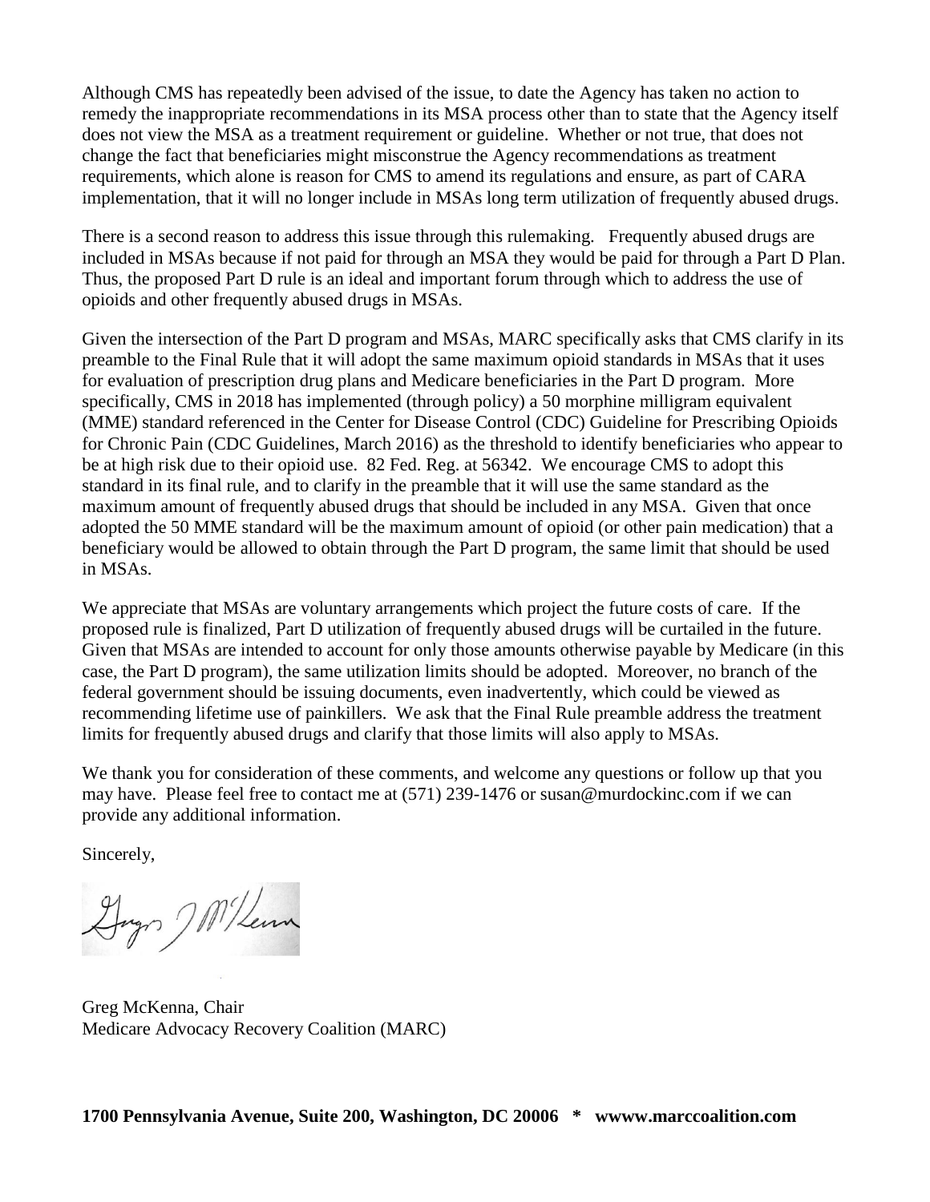Although CMS has repeatedly been advised of the issue, to date the Agency has taken no action to remedy the inappropriate recommendations in its MSA process other than to state that the Agency itself does not view the MSA as a treatment requirement or guideline. Whether or not true, that does not change the fact that beneficiaries might misconstrue the Agency recommendations as treatment requirements, which alone is reason for CMS to amend its regulations and ensure, as part of CARA implementation, that it will no longer include in MSAs long term utilization of frequently abused drugs.

There is a second reason to address this issue through this rulemaking. Frequently abused drugs are included in MSAs because if not paid for through an MSA they would be paid for through a Part D Plan. Thus, the proposed Part D rule is an ideal and important forum through which to address the use of opioids and other frequently abused drugs in MSAs.

Given the intersection of the Part D program and MSAs, MARC specifically asks that CMS clarify in its preamble to the Final Rule that it will adopt the same maximum opioid standards in MSAs that it uses for evaluation of prescription drug plans and Medicare beneficiaries in the Part D program. More specifically, CMS in 2018 has implemented (through policy) a 50 morphine milligram equivalent (MME) standard referenced in the Center for Disease Control (CDC) Guideline for Prescribing Opioids for Chronic Pain (CDC Guidelines, March 2016) as the threshold to identify beneficiaries who appear to be at high risk due to their opioid use. 82 Fed. Reg. at 56342. We encourage CMS to adopt this standard in its final rule, and to clarify in the preamble that it will use the same standard as the maximum amount of frequently abused drugs that should be included in any MSA. Given that once adopted the 50 MME standard will be the maximum amount of opioid (or other pain medication) that a beneficiary would be allowed to obtain through the Part D program, the same limit that should be used in MSAs.

We appreciate that MSAs are voluntary arrangements which project the future costs of care. If the proposed rule is finalized, Part D utilization of frequently abused drugs will be curtailed in the future. Given that MSAs are intended to account for only those amounts otherwise payable by Medicare (in this case, the Part D program), the same utilization limits should be adopted. Moreover, no branch of the federal government should be issuing documents, even inadvertently, which could be viewed as recommending lifetime use of painkillers. We ask that the Final Rule preamble address the treatment limits for frequently abused drugs and clarify that those limits will also apply to MSAs.

We thank you for consideration of these comments, and welcome any questions or follow up that you may have. Please feel free to contact me at (571) 239-1476 or susan@murdockinc.com if we can provide any additional information.

Sincerely,

Greg McKenna, Chair
Medicare Advocacy Recovery Coalition (MARC)

**1700 Pennsylvania Avenue, Suite 200, Washington, DC 20006 * wwww.marccoalition.com**